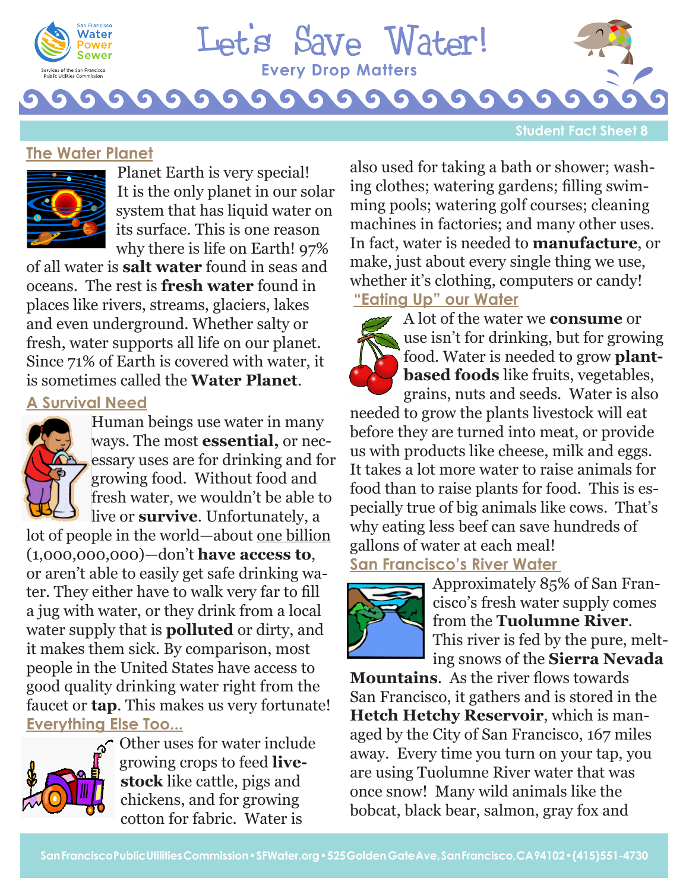# Let's Save Water!

**Every Drop Matters**

Student Fact Sheet 8

## The Water Planet

Planet Earth is very special! It is the only planet in our solar system that has liquid water on its surface. This is one reason why there is life on Earth! 97% of all water is **salt water** found in seas and oceans. The rest is **fresh water** found in places like rivers, streams, glaciers, lakes and even underground. Whether salty or fresh, water supports all life on our planet. Since 71% of Earth is covered with water, it is sometimes called the **Water Planet**.

## A Survival Need

Human beings use water in many ways. The most **essential,** or necessary uses are for drinking and for growing food. Without food and fresh water, we wouldn't be able to live or **survive**. Unfortunately, a lot of people in the world—about one billion (1,000,000,000)—don't **have access to**, or aren't able to easily get safe drinking water. They either have to walk very far to fill a jug with water, or they drink from a local water supply that is **polluted** or dirty, and it makes them sick. By comparison, most people in the United States have access to good quality drinking water right from the faucet or **tap**. This makes us very fortunate!

## Everything Else Too...

Other uses for water include growing crops to feed **livestock** like cattle, pigs and chickens, and for growing cotton for fabric. Water is also used for taking a bath or shower; washing clothes; watering gardens; filling swimming pools; watering golf courses; cleaning machines in factories; and many other uses. In fact, water is needed to **manufacture**, or make, just about every single thing we use, whether it's clothing, computers or candy!

## "Eating Up" our Water

A lot of the water we **consume** or use isn't for drinking, but for growing food. Water is needed to grow **plant-based foods** like fruits, vegetables, grains, nuts and seeds. Water is also needed to grow the plants livestock will eat before they are turned into meat, or provide us with products like cheese, milk and eggs. It takes a lot more water to raise animals for food than to raise plants for food. This is especially true of big animals like cows. That's why eating less beef can save hundreds of gallons of water at each meal!

## San Francisco's River Water

Approximately 85% of San Francisco's fresh water supply comes from the **Tuolumne River**. This river is fed by the pure, melting snows of the **Sierra Nevada Mountains**. As the river flows towards San Francisco, it gathers and is stored in the **Hetch Hetchy Reservoir**, which is managed by the City of San Francisco, 167 miles away. Every time you turn on your tap, you are using Tuolumne River water that was once snow! Many wild animals like the bobcat, black bear, salmon, gray fox and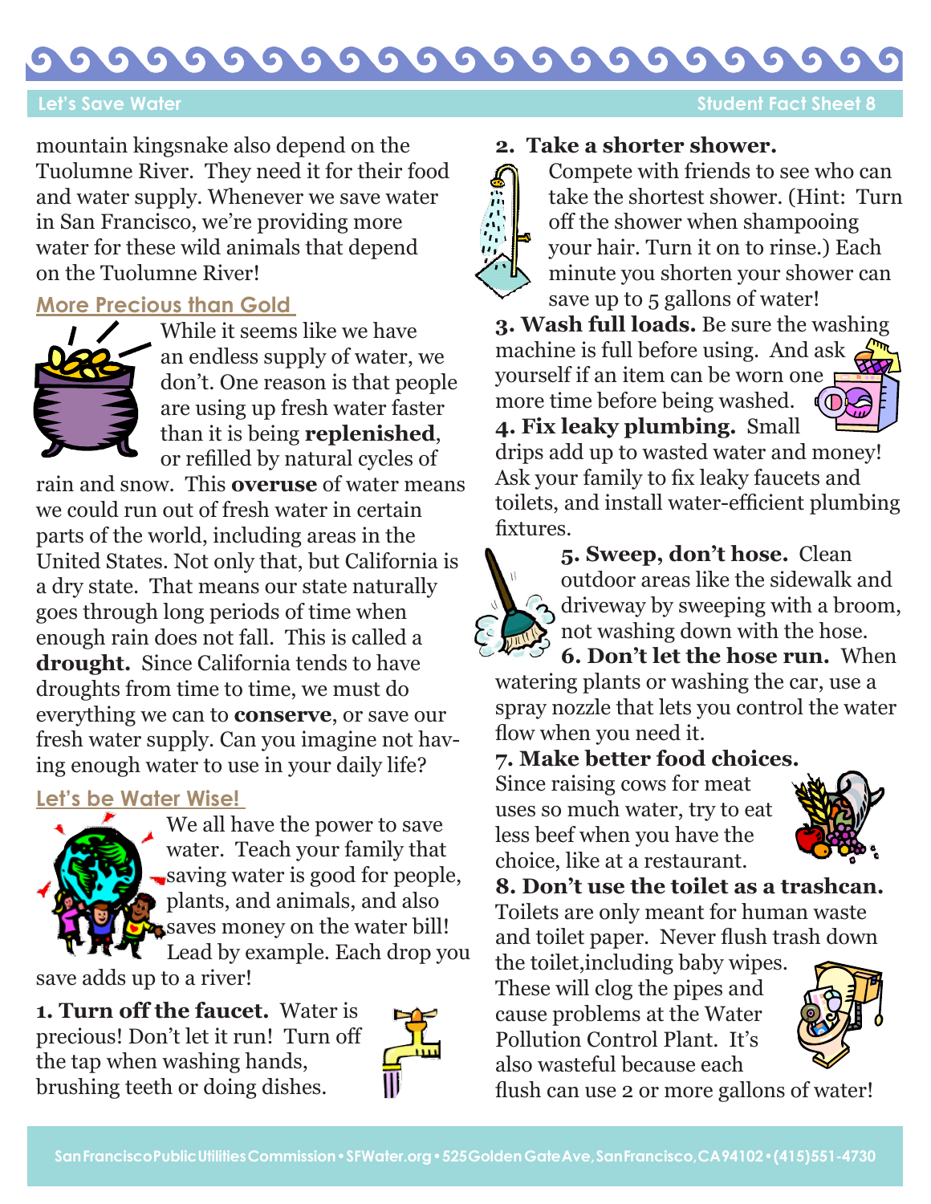mountain kingsnake also depend on the Tuolumne River. They need it for their food and water supply. Whenever we save water in San Francisco, we're providing more water for these wild animals that depend on the Tuolumne River!

## More Precious than Gold

While it seems like we have an endless supply of water, we don't. One reason is that people are using up fresh water faster than it is being **replenished**, or refilled by natural cycles of rain and snow. This **overuse** of water means we could run out of fresh water in certain parts of the world, including areas in the United States. Not only that, but California is a dry state. That means our state naturally goes through long periods of time when enough rain does not fall. This is called a **drought.** Since California tends to have droughts from time to time, we must do everything we can to **conserve**, or save our fresh water supply. Can you imagine not having enough water to use in your daily life?

## Let's be Water Wise!

We all have the power to save water. Teach your family that saving water is good for people, plants, and animals, and also saves money on the water bill! Lead by example. Each drop you save adds up to a river!

**1. Turn off the faucet.** Water is precious! Don't let it run! Turn off the tap when washing hands, brushing teeth or doing dishes.

**2. Take a shorter shower.** Compete with friends to see who can take the shortest shower. (Hint: Turn off the shower when shampooing your hair. Turn it on to rinse.) Each minute you shorten your shower can save up to 5 gallons of water!

**3. Wash full loads.** Be sure the washing machine is full before using. And ask yourself if an item can be worn one more time before being washed.

**4. Fix leaky plumbing.** Small drips add up to wasted water and money! Ask your family to fix leaky faucets and toilets, and install water-efficient plumbing fixtures.

**5. Sweep, don't hose.** Clean outdoor areas like the sidewalk and driveway by sweeping with a broom, not washing down with the hose.

**6. Don't let the hose run.** When watering plants or washing the car, use a spray nozzle that lets you control the water flow when you need it.

**7. Make better food choices.** Since raising cows for meat uses so much water, try to eat less beef when you have the choice, like at a restaurant.

**8. Don't use the toilet as a trashcan.** Toilets are only meant for human waste and toilet paper. Never flush trash down the toilet,including baby wipes. These will clog the pipes and cause problems at the Water Pollution Control Plant. It's also wasteful because each flush can use 2 or more gallons of water!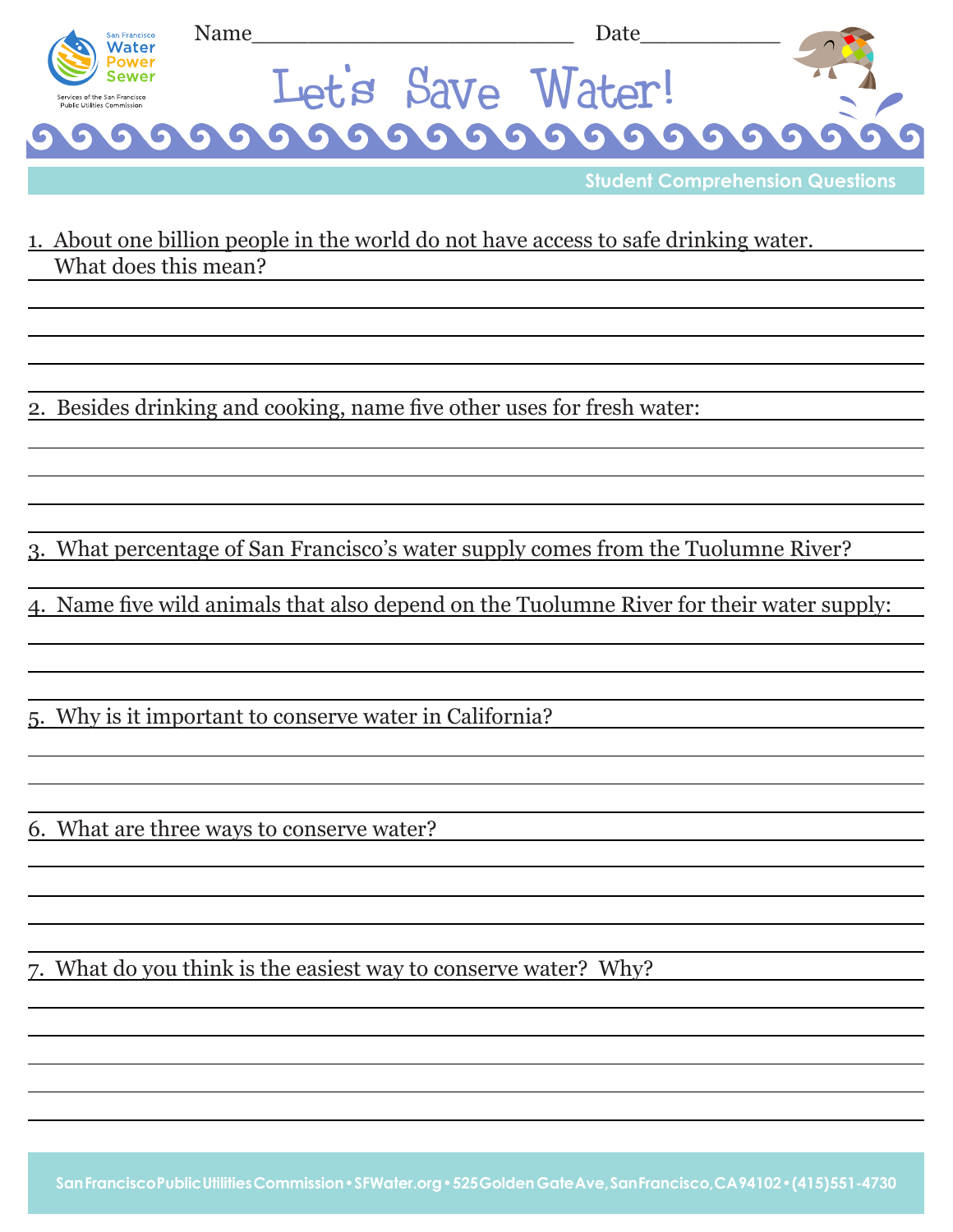Name________________________ Date___________

# Let's Save Water!

## Student Comprehension Questions

1. About one billion people in the world do not have access to safe drinking water. What does this mean?

2. Besides drinking and cooking, name five other uses for fresh water:

3. What percentage of San Francisco's water supply comes from the Tuolumne River?

4. Name five wild animals that also depend on the Tuolumne River for their water supply:

5. Why is it important to conserve water in California?

6. What are three ways to conserve water?

7. What do you think is the easiest way to conserve water? Why?

San Francisco Public Utilities Commission • SFWater.org • 525 Golden Gate Ave, San Francisco, CA 94102 • (415) 551-4730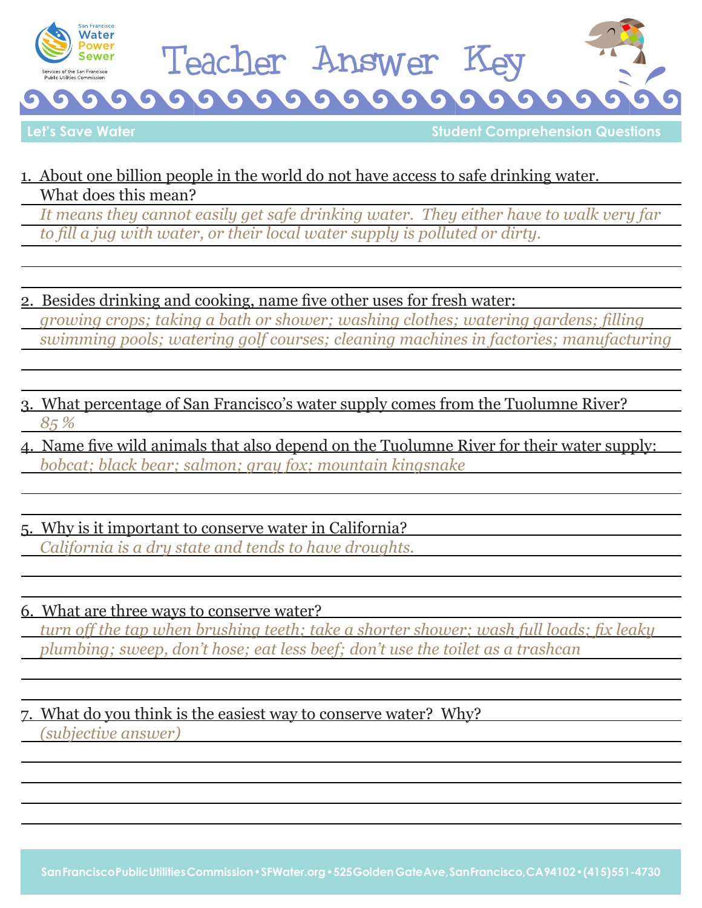# Teacher Answer Key

**Let's Save Water** — **Student Comprehension Questions**

1. About one billion people in the world do not have access to safe drinking water. What does this mean?

   *It means they cannot easily get safe drinking water. They either have to walk very far to fill a jug with water, or their local water supply is polluted or dirty.*

2. Besides drinking and cooking, name five other uses for fresh water:

   *growing crops; taking a bath or shower; washing clothes; watering gardens; filling swimming pools; watering golf courses; cleaning machines in factories; manufacturing*

3. What percentage of San Francisco's water supply comes from the Tuolumne River?

   *85 %*

4. Name five wild animals that also depend on the Tuolumne River for their water supply:

   *bobcat; black bear; salmon; gray fox; mountain kingsnake*

5. Why is it important to conserve water in California?

   *California is a dry state and tends to have droughts.*

6. What are three ways to conserve water?

   *turn off the tap when brushing teeth; take a shorter shower; wash full loads; fix leaky plumbing; sweep, don't hose; eat less beef; don't use the toilet as a trashcan*

7. What do you think is the easiest way to conserve water? Why?

   *(subjective answer)*

San Francisco Public Utilities Commission • SFWater.org • 525 Golden Gate Ave, San Francisco, CA 94102 • (415) 551-4730